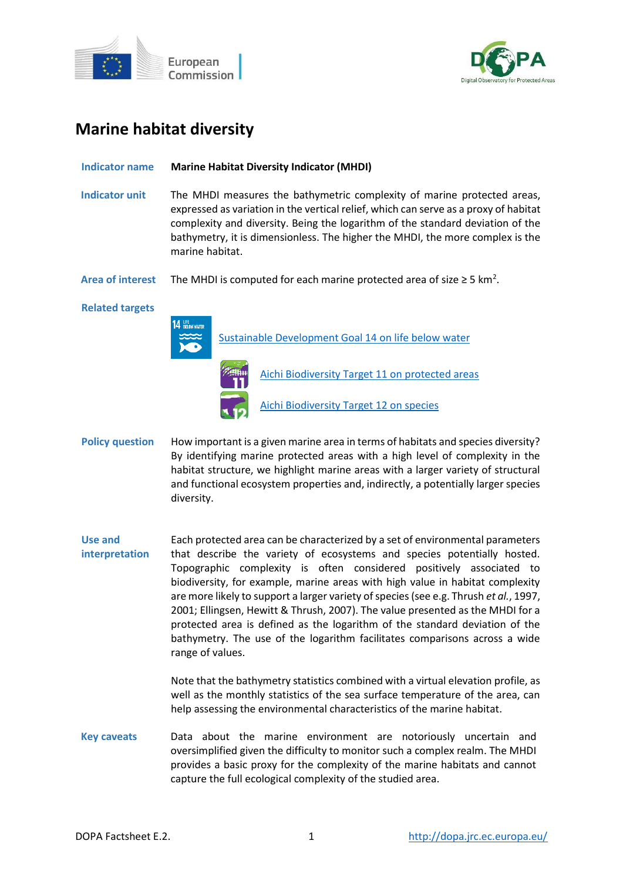# Marine habitat diversity

**Indicator name**

**Marine Habitat Diversity Indicator (MHDI)**

**Indicator unit**

The MHDI measures the bathymetric complexity of marine protected areas, expressed as variation in the vertical relief, which can serve as a proxy of habitat complexity and diversity. Being the logarithm of the standard deviation of the bathymetry, it is dimensionless. The higher the MHDI, the more complex is the marine habitat.

**Area of interest**

The MHDI is computed for each marine protected area of size ≥ 5 $km^2$.

**Related targets**

Sustainable Development Goal 14 on life below water

Aichi Biodiversity Target 11 on protected areas

Aichi Biodiversity Target 12 on species

**Policy question**

How important is a given marine area in terms of habitats and species diversity? By identifying marine protected areas with a high level of complexity in the habitat structure, we highlight marine areas with a larger variety of structural and functional ecosystem properties and, indirectly, a potentially larger species diversity.

**Use and interpretation**

Each protected area can be characterized by a set of environmental parameters that describe the variety of ecosystems and species potentially hosted. Topographic complexity is often considered positively associated to biodiversity, for example, marine areas with high value in habitat complexity are more likely to support a larger variety of species (see e.g. Thrush *et al.*, 1997, 2001; Ellingsen, Hewitt & Thrush, 2007). The value presented as the MHDI for a protected area is defined as the logarithm of the standard deviation of the bathymetry. The use of the logarithm facilitates comparisons across a wide range of values.

Note that the bathymetry statistics combined with a virtual elevation profile, as well as the monthly statistics of the sea surface temperature of the area, can help assessing the environmental characteristics of the marine habitat.

**Key caveats**

Data about the marine environment are notoriously uncertain and oversimplified given the difficulty to monitor such a complex realm. The MHDI provides a basic proxy for the complexity of the marine habitats and cannot capture the full ecological complexity of the studied area.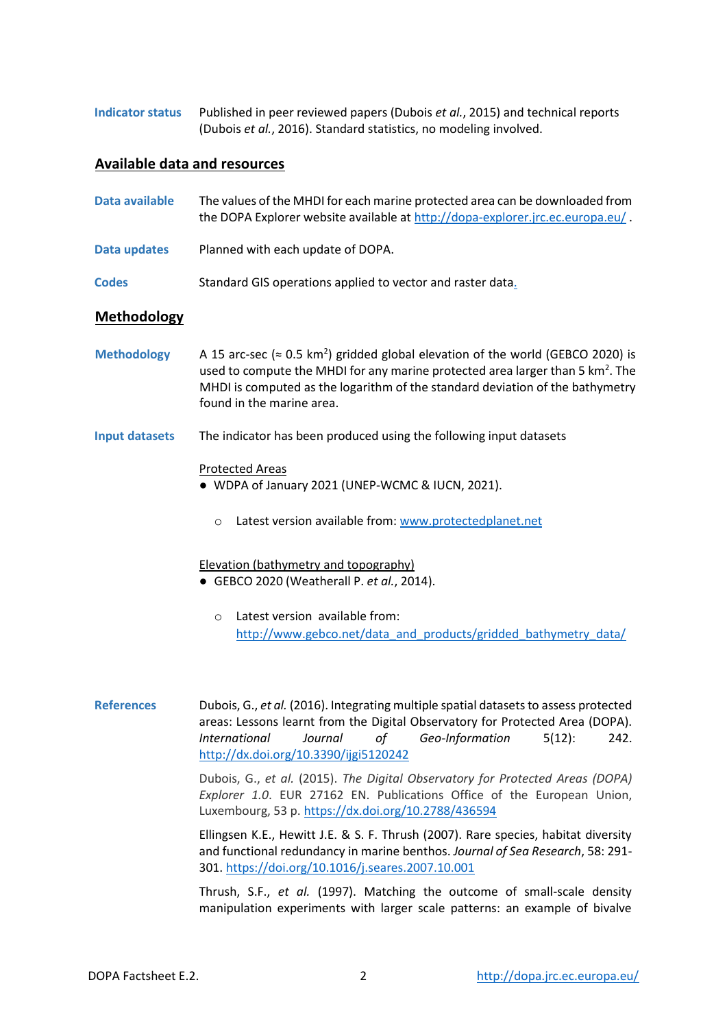**Indicator status** Published in peer reviewed papers (Dubois *et al.*, 2015) and technical reports (Dubois *et al.*, 2016). Standard statistics, no modeling involved.

## Available data and resources

**Data available** The values of the MHDI for each marine protected area can be downloaded from the DOPA Explorer website available at http://dopa-explorer.jrc.ec.europa.eu/ .

**Data updates** Planned with each update of DOPA.

**Codes** Standard GIS operations applied to vector and raster data.

## Methodology

**Methodology** A 15 arc-sec (≈ 0.5 $km^2$) gridded global elevation of the world (GEBCO 2020) is used to compute the MHDI for any marine protected area larger than 5 $km^2$. The MHDI is computed as the logarithm of the standard deviation of the bathymetry found in the marine area.

**Input datasets** The indicator has been produced using the following input datasets

Protected Areas

- WDPA of January 2021 (UNEP-WCMC & IUCN, 2021).
  - Latest version available from: www.protectedplanet.net

Elevation (bathymetry and topography)

- GEBCO 2020 (Weatherall P. *et al.*, 2014).
  - Latest version available from: http://www.gebco.net/data_and_products/gridded_bathymetry_data/

**References**

Dubois, G., *et al.* (2016). Integrating multiple spatial datasets to assess protected areas: Lessons learnt from the Digital Observatory for Protected Area (DOPA). *International Journal of Geo-Information* 5(12): 242. http://dx.doi.org/10.3390/ijgi5120242

Dubois, G., *et al.* (2015). *The Digital Observatory for Protected Areas (DOPA) Explorer 1.0*. EUR 27162 EN. Publications Office of the European Union, Luxembourg, 53 p. https://dx.doi.org/10.2788/436594

Ellingsen K.E., Hewitt J.E. & S. F. Thrush (2007). Rare species, habitat diversity and functional redundancy in marine benthos. *Journal of Sea Research*, 58: 291-301. https://doi.org/10.1016/j.seares.2007.10.001

Thrush, S.F., *et al.* (1997). Matching the outcome of small-scale density manipulation experiments with larger scale patterns: an example of bivalve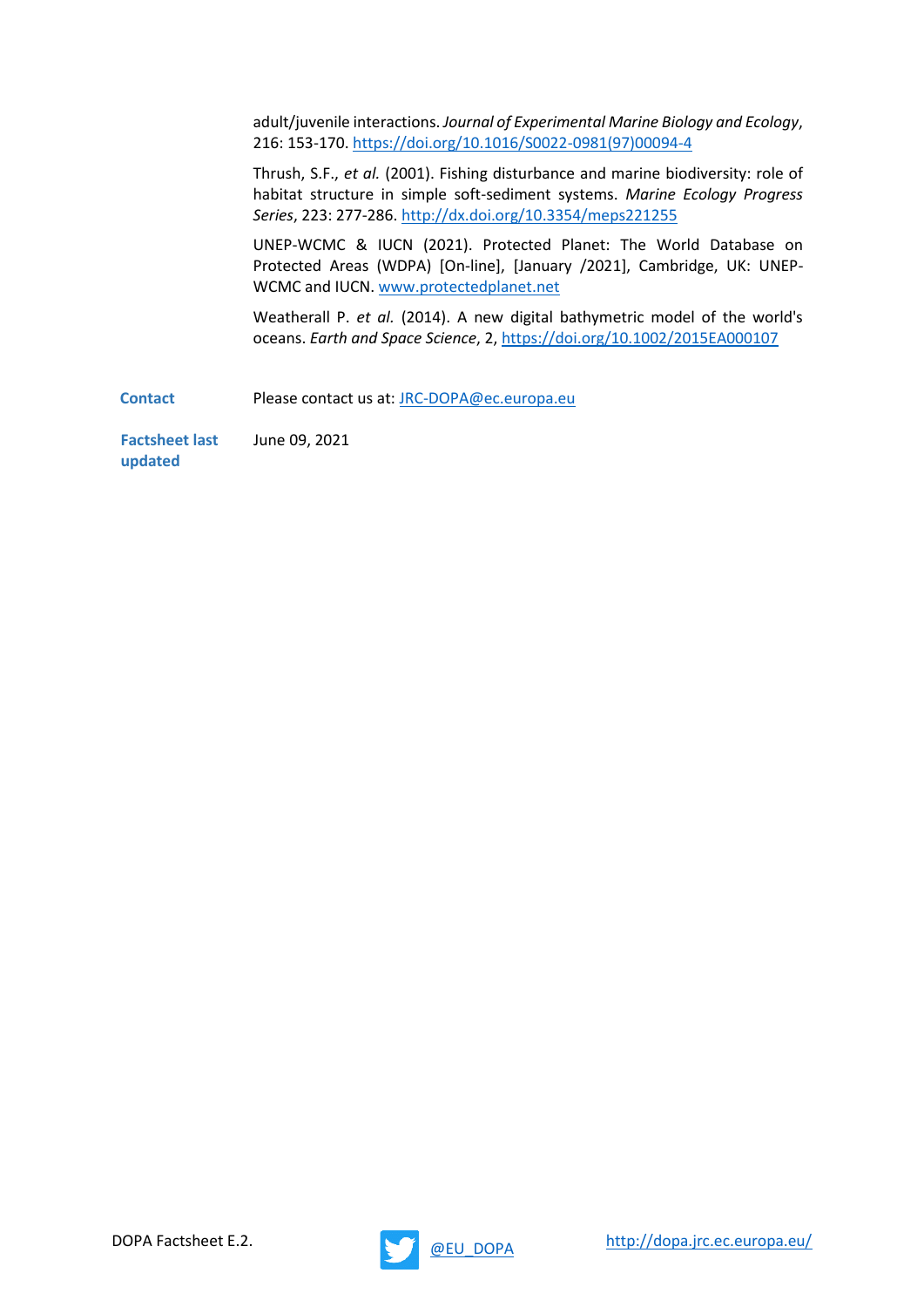adult/juvenile interactions. *Journal of Experimental Marine Biology and Ecology*, 216: 153-170. https://doi.org/10.1016/S0022-0981(97)00094-4

Thrush, S.F., *et al.* (2001). Fishing disturbance and marine biodiversity: role of habitat structure in simple soft-sediment systems. *Marine Ecology Progress Series*, 223: 277-286. http://dx.doi.org/10.3354/meps221255

UNEP-WCMC & IUCN (2021). Protected Planet: The World Database on Protected Areas (WDPA) [On-line], [January /2021], Cambridge, UK: UNEP-WCMC and IUCN. www.protectedplanet.net

Weatherall P. *et al.* (2014). A new digital bathymetric model of the world's oceans. *Earth and Space Science*, 2, https://doi.org/10.1002/2015EA000107

**Contact** Please contact us at: JRC-DOPA@ec.europa.eu

**Factsheet last updated** June 09, 2021